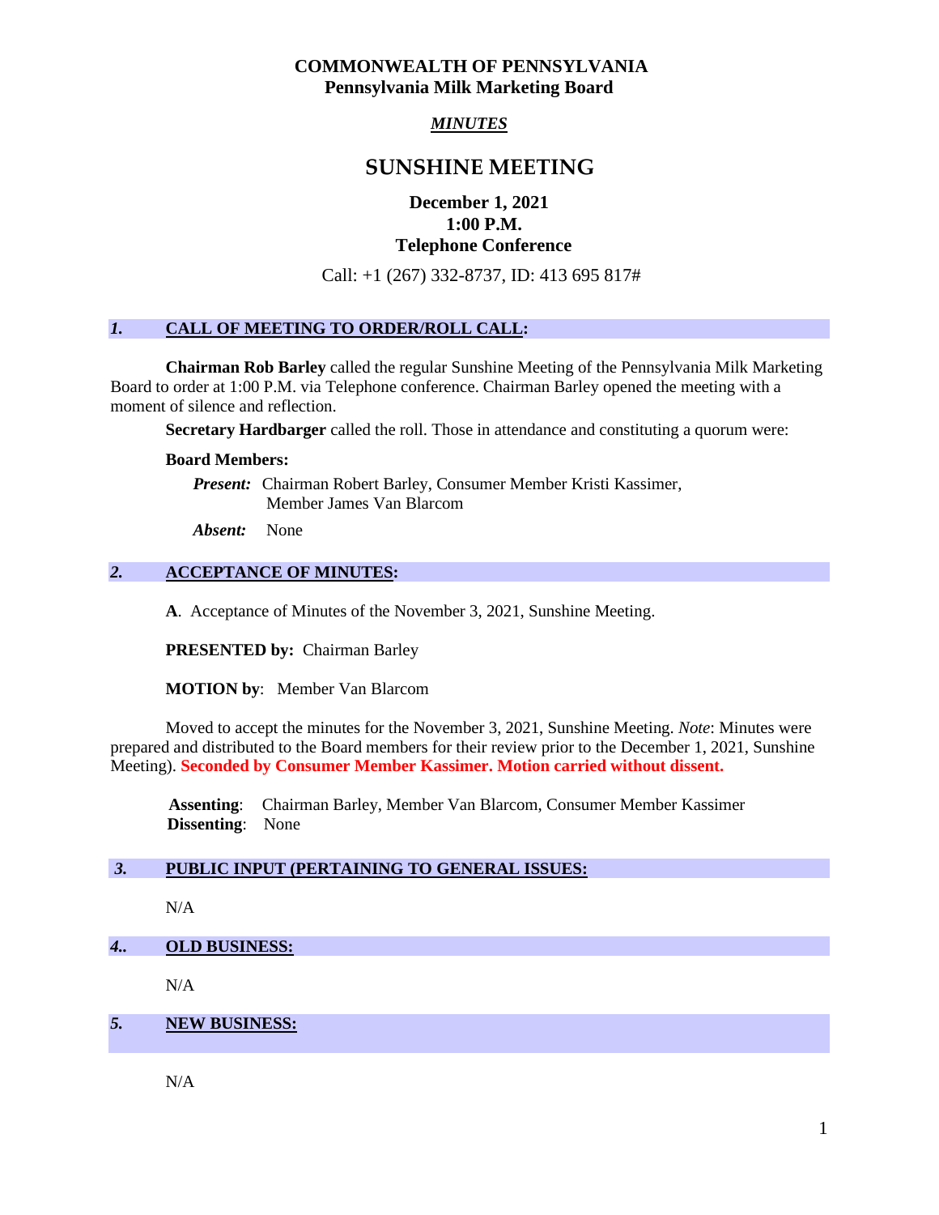**COMMONWEALTH OF PENNSYLVANIA**
**Pennsylvania Milk Marketing Board**

***MINUTES***

# SUNSHINE MEETING

**December 1, 2021**
**1:00 P.M.**
**Telephone Conference**

Call: +1 (267) 332-8737, ID: 413 695 817#

## *1.* CALL OF MEETING TO ORDER/ROLL CALL:

**Chairman Rob Barley** called the regular Sunshine Meeting of the Pennsylvania Milk Marketing Board to order at 1:00 P.M. via Telephone conference. Chairman Barley opened the meeting with a moment of silence and reflection.

**Secretary Hardbarger** called the roll. Those in attendance and constituting a quorum were:

**Board Members:**

***Present:*** Chairman Robert Barley, Consumer Member Kristi Kassimer, Member James Van Blarcom

***Absent:*** None

## *2.* ACCEPTANCE OF MINUTES:

**A**. Acceptance of Minutes of the November 3, 2021, Sunshine Meeting.

**PRESENTED by:** Chairman Barley

**MOTION by**: Member Van Blarcom

Moved to accept the minutes for the November 3, 2021, Sunshine Meeting. *Note*: Minutes were prepared and distributed to the Board members for their review prior to the December 1, 2021, Sunshine Meeting). **Seconded by Consumer Member Kassimer. Motion carried without dissent.**

**Assenting**: Chairman Barley, Member Van Blarcom, Consumer Member Kassimer
**Dissenting**: None

## *3.* PUBLIC INPUT (PERTAINING TO GENERAL ISSUES:

N/A

## *4..* OLD BUSINESS:

N/A

## *5.* NEW BUSINESS:

N/A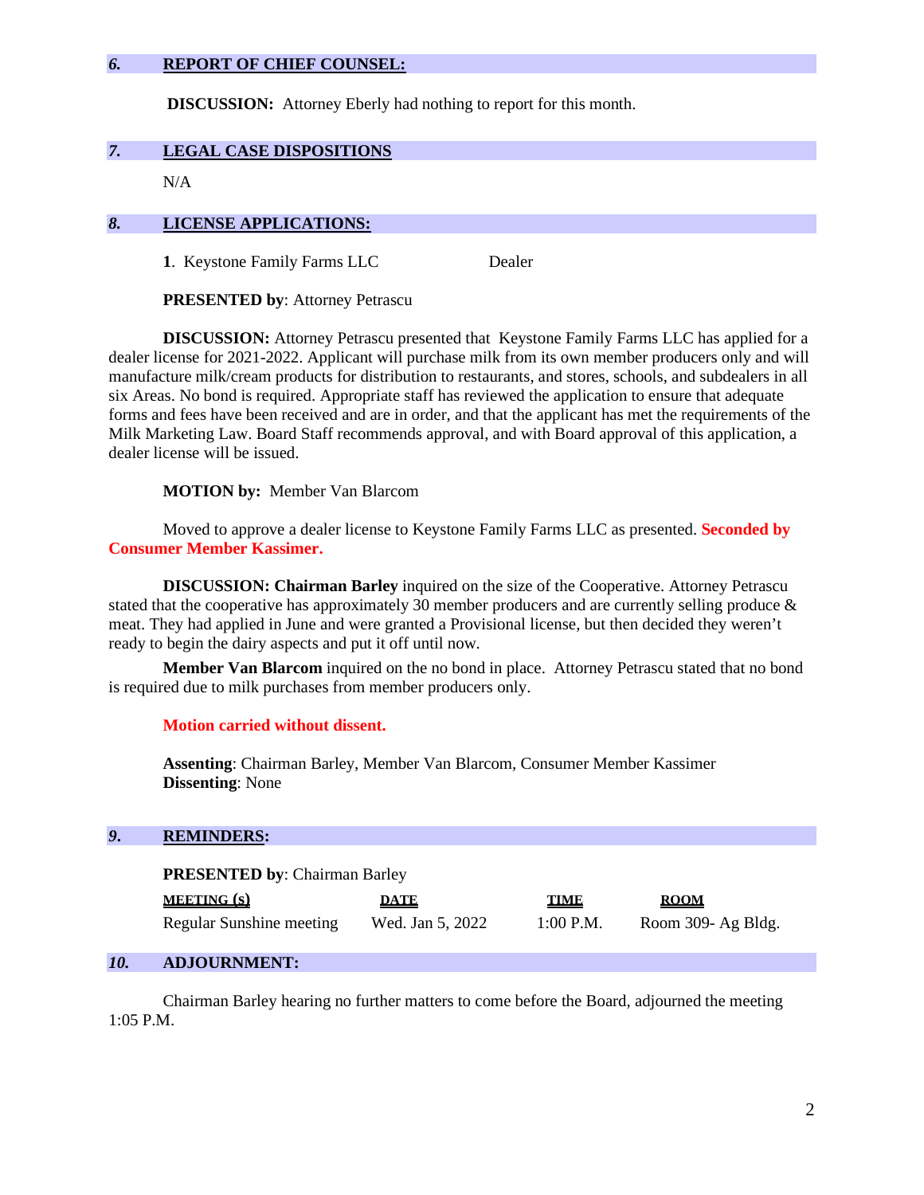## *6.* REPORT OF CHIEF COUNSEL:

**DISCUSSION:** Attorney Eberly had nothing to report for this month.

## *7.* LEGAL CASE DISPOSITIONS

N/A

## *8.* LICENSE APPLICATIONS:

**1**. Keystone Family Farms LLC Dealer

**PRESENTED by**: Attorney Petrascu

**DISCUSSION:** Attorney Petrascu presented that Keystone Family Farms LLC has applied for a dealer license for 2021-2022. Applicant will purchase milk from its own member producers only and will manufacture milk/cream products for distribution to restaurants, and stores, schools, and subdealers in all six Areas. No bond is required. Appropriate staff has reviewed the application to ensure that adequate forms and fees have been received and are in order, and that the applicant has met the requirements of the Milk Marketing Law. Board Staff recommends approval, and with Board approval of this application, a dealer license will be issued.

**MOTION by:** Member Van Blarcom

Moved to approve a dealer license to Keystone Family Farms LLC as presented. **Seconded by Consumer Member Kassimer.**

**DISCUSSION: Chairman Barley** inquired on the size of the Cooperative. Attorney Petrascu stated that the cooperative has approximately 30 member producers and are currently selling produce & meat. They had applied in June and were granted a Provisional license, but then decided they weren't ready to begin the dairy aspects and put it off until now.

**Member Van Blarcom** inquired on the no bond in place. Attorney Petrascu stated that no bond is required due to milk purchases from member producers only.

**Motion carried without dissent.**

**Assenting**: Chairman Barley, Member Van Blarcom, Consumer Member Kassimer
**Dissenting**: None

## *9.* REMINDERS:

**PRESENTED by**: Chairman Barley

| MEETING (s) | DATE | TIME | ROOM |
|---|---|---|---|
| Regular Sunshine meeting | Wed. Jan 5, 2022 | 1:00 P.M. | Room 309- Ag Bldg. |

## *10.* ADJOURNMENT:

Chairman Barley hearing no further matters to come before the Board, adjourned the meeting 1:05 P.M.